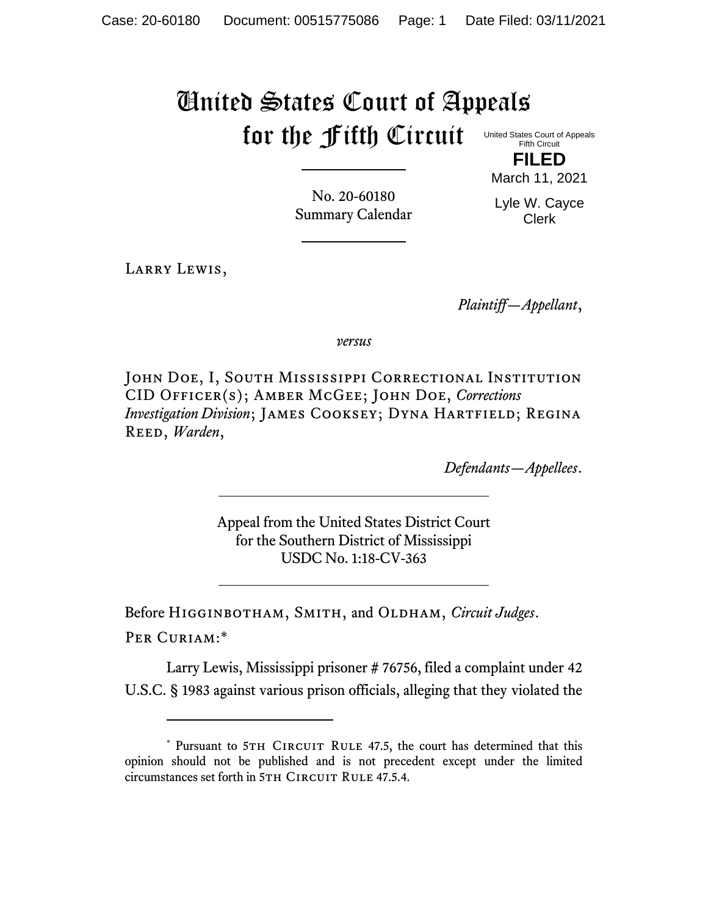# United States Court of Appeals for the Fifth Circuit

United States Court of Appeals
Fifth Circuit

**FILED**

March 11, 2021

Lyle W. Cayce
Clerk

No. 20-60180
Summary Calendar

Larry Lewis,

*Plaintiff—Appellant*,

*versus*

John Doe, I, South Mississippi Correctional Institution CID Officer(s); Amber McGee; John Doe, *Corrections Investigation Division*; James Cooksey; Dyna Hartfield; Regina Reed, *Warden*,

*Defendants—Appellees*.

Appeal from the United States District Court
for the Southern District of Mississippi
USDC No. 1:18-CV-363

Before Higginbotham, Smith, and Oldham, *Circuit Judges*.

Per Curiam:*

Larry Lewis, Mississippi prisoner # 76756, filed a complaint under 42 U.S.C. § 1983 against various prison officials, alleging that they violated the

* Pursuant to 5th Circuit Rule 47.5, the court has determined that this opinion should not be published and is not precedent except under the limited circumstances set forth in 5th Circuit Rule 47.5.4.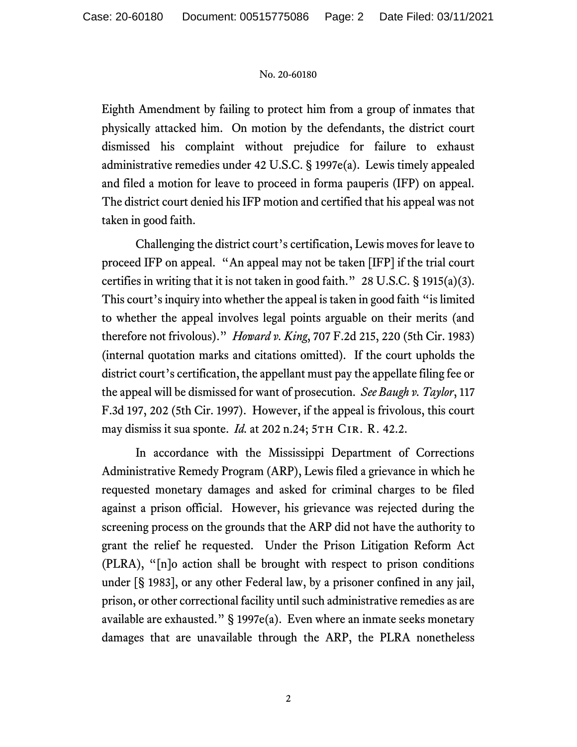Eighth Amendment by failing to protect him from a group of inmates that physically attacked him. On motion by the defendants, the district court dismissed his complaint without prejudice for failure to exhaust administrative remedies under 42 U.S.C. § 1997e(a). Lewis timely appealed and filed a motion for leave to proceed in forma pauperis (IFP) on appeal. The district court denied his IFP motion and certified that his appeal was not taken in good faith.

Challenging the district court's certification, Lewis moves for leave to proceed IFP on appeal. "An appeal may not be taken [IFP] if the trial court certifies in writing that it is not taken in good faith." 28 U.S.C. § 1915(a)(3). This court's inquiry into whether the appeal is taken in good faith "is limited to whether the appeal involves legal points arguable on their merits (and therefore not frivolous)." *Howard v. King*, 707 F.2d 215, 220 (5th Cir. 1983) (internal quotation marks and citations omitted). If the court upholds the district court's certification, the appellant must pay the appellate filing fee or the appeal will be dismissed for want of prosecution. *See Baugh v. Taylor*, 117 F.3d 197, 202 (5th Cir. 1997). However, if the appeal is frivolous, this court may dismiss it sua sponte. *Id.* at 202 n.24; 5th Cir. R. 42.2.

In accordance with the Mississippi Department of Corrections Administrative Remedy Program (ARP), Lewis filed a grievance in which he requested monetary damages and asked for criminal charges to be filed against a prison official. However, his grievance was rejected during the screening process on the grounds that the ARP did not have the authority to grant the relief he requested. Under the Prison Litigation Reform Act (PLRA), "[n]o action shall be brought with respect to prison conditions under [§ 1983], or any other Federal law, by a prisoner confined in any jail, prison, or other correctional facility until such administrative remedies as are available are exhausted." § 1997e(a). Even where an inmate seeks monetary damages that are unavailable through the ARP, the PLRA nonetheless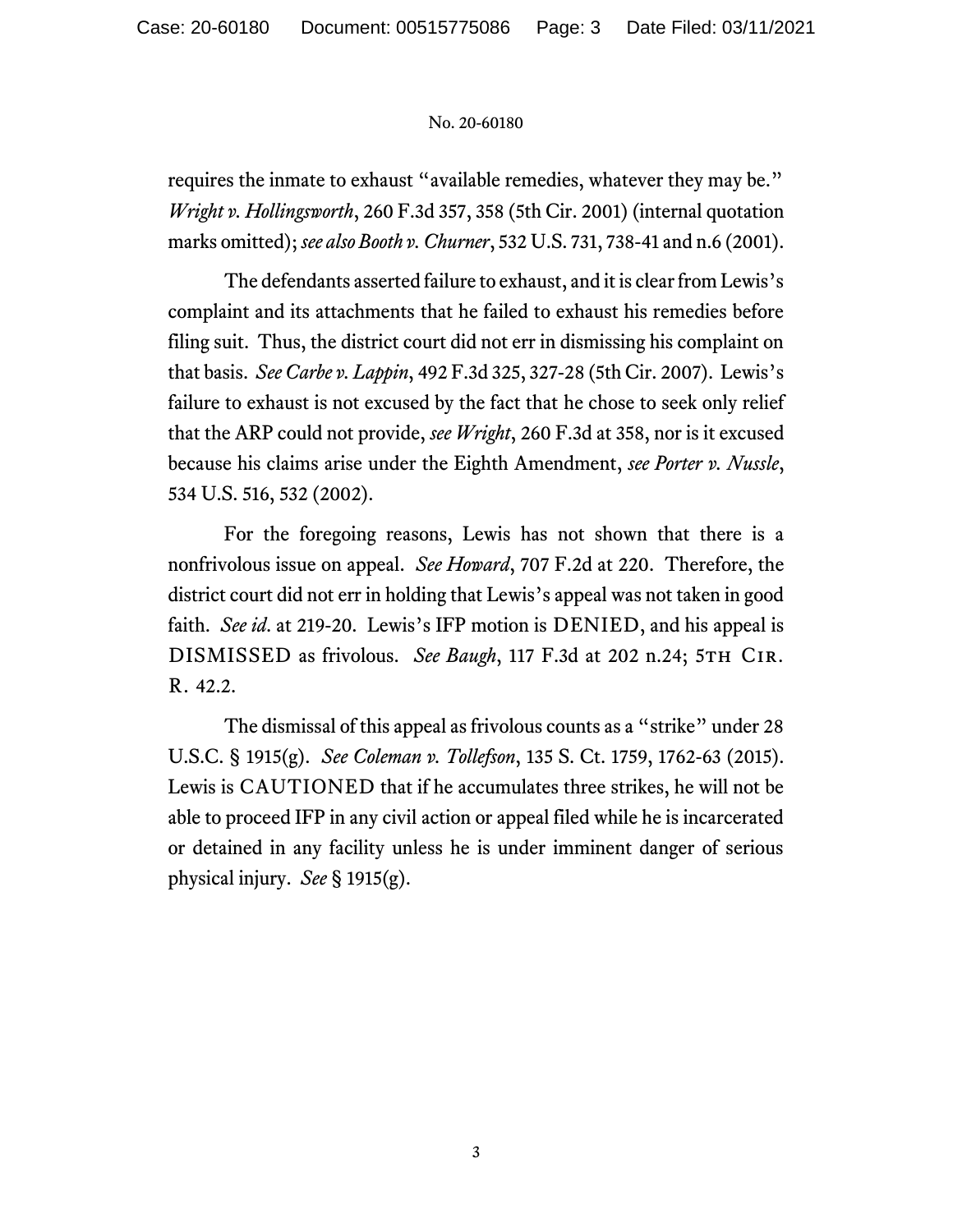requires the inmate to exhaust "available remedies, whatever they may be." *Wright v. Hollingsworth*, 260 F.3d 357, 358 (5th Cir. 2001) (internal quotation marks omitted); *see also Booth v. Churner*, 532 U.S. 731, 738-41 and n.6 (2001).

The defendants asserted failure to exhaust, and it is clear from Lewis's complaint and its attachments that he failed to exhaust his remedies before filing suit. Thus, the district court did not err in dismissing his complaint on that basis. *See Carbe v. Lappin*, 492 F.3d 325, 327-28 (5th Cir. 2007). Lewis's failure to exhaust is not excused by the fact that he chose to seek only relief that the ARP could not provide, *see Wright*, 260 F.3d at 358, nor is it excused because his claims arise under the Eighth Amendment, *see Porter v. Nussle*, 534 U.S. 516, 532 (2002).

For the foregoing reasons, Lewis has not shown that there is a nonfrivolous issue on appeal. *See Howard*, 707 F.2d at 220. Therefore, the district court did not err in holding that Lewis's appeal was not taken in good faith. *See id*. at 219-20. Lewis's IFP motion is DENIED, and his appeal is DISMISSED as frivolous. *See Baugh*, 117 F.3d at 202 n.24; 5TH CIR. R. 42.2.

The dismissal of this appeal as frivolous counts as a "strike" under 28 U.S.C. § 1915(g). *See Coleman v. Tollefson*, 135 S. Ct. 1759, 1762-63 (2015). Lewis is CAUTIONED that if he accumulates three strikes, he will not be able to proceed IFP in any civil action or appeal filed while he is incarcerated or detained in any facility unless he is under imminent danger of serious physical injury. *See* § 1915(g).